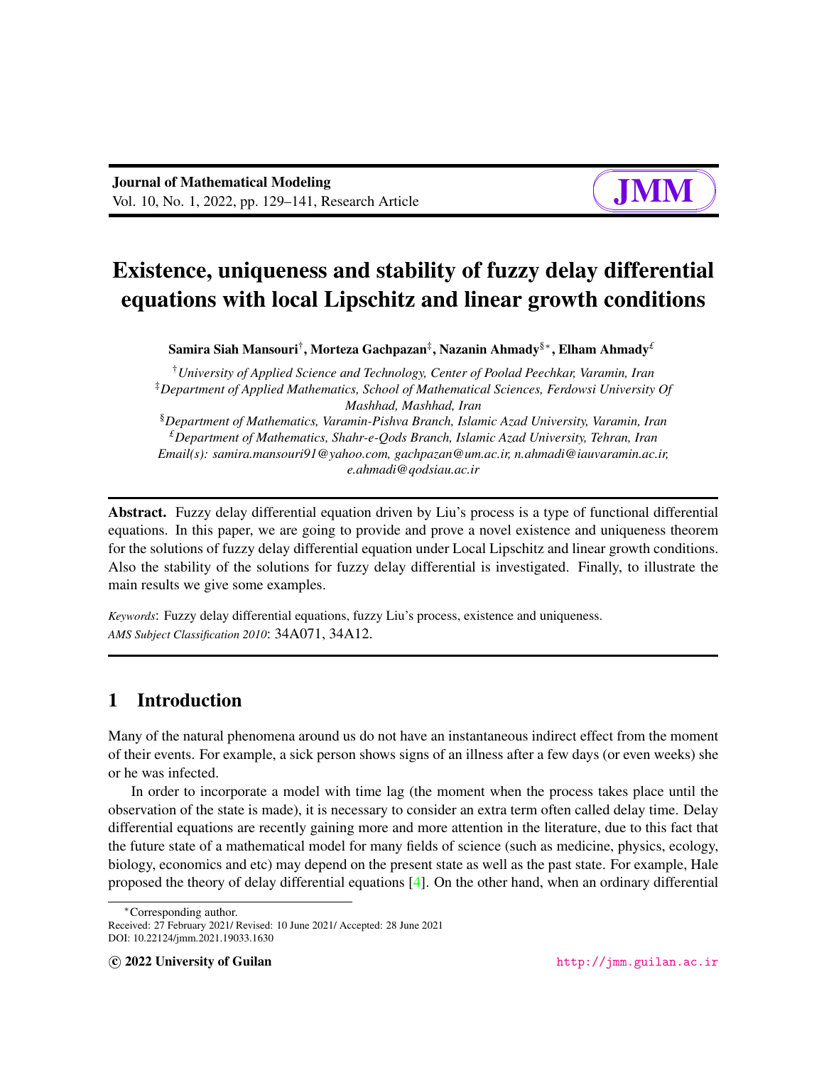# Existence, uniqueness and stability of fuzzy delay differential equations with local Lipschitz and linear growth conditions

**Samira Siah Mansouri[†], Morteza Gachpazan[‡], Nazanin Ahmady[§∗], Elham Ahmady[£]**

[†] *University of Applied Science and Technology, Center of Poolad Peechkar, Varamin, Iran*
[‡] *Department of Applied Mathematics, School of Mathematical Sciences, Ferdowsi University Of Mashhad, Mashhad, Iran*
[§] *Department of Mathematics, Varamin-Pishva Branch, Islamic Azad University, Varamin, Iran*
[£] *Department of Mathematics, Shahr-e-Qods Branch, Islamic Azad University, Tehran, Iran*
*Email(s): samira.mansouri91@yahoo.com, gachpazan@um.ac.ir, n.ahmadi@iauvaramin.ac.ir, e.ahmadi@qodsiau.ac.ir*

**Abstract.** Fuzzy delay differential equation driven by Liu's process is a type of functional differential equations. In this paper, we are going to provide and prove a novel existence and uniqueness theorem for the solutions of fuzzy delay differential equation under Local Lipschitz and linear growth conditions. Also the stability of the solutions for fuzzy delay differential is investigated. Finally, to illustrate the main results we give some examples.

*Keywords*: Fuzzy delay differential equations, fuzzy Liu's process, existence and uniqueness.
*AMS Subject Classification 2010*: 34A071, 34A12.

## 1 Introduction

Many of the natural phenomena around us do not have an instantaneous indirect effect from the moment of their events. For example, a sick person shows signs of an illness after a few days (or even weeks) she or he was infected.

In order to incorporate a model with time lag (the moment when the process takes place until the observation of the state is made), it is necessary to consider an extra term often called delay time. Delay differential equations are recently gaining more and more attention in the literature, due to this fact that the future state of a mathematical model for many fields of science (such as medicine, physics, ecology, biology, economics and etc) may depend on the present state as well as the past state. For example, Hale proposed the theory of delay differential equations [4]. On the other hand, when an ordinary differential

∗Corresponding author.
Received: 27 February 2021/ Revised: 10 June 2021/ Accepted: 28 June 2021
DOI: 10.22124/jmm.2021.19033.1630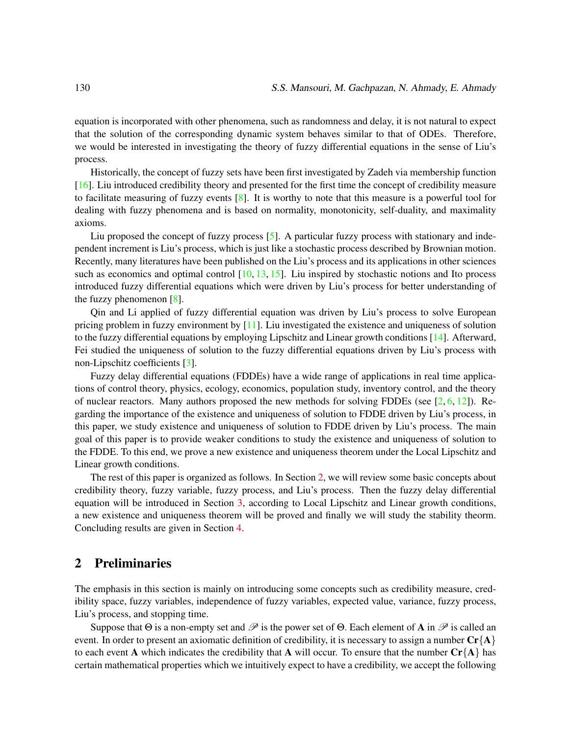equation is incorporated with other phenomena, such as randomness and delay, it is not natural to expect that the solution of the corresponding dynamic system behaves similar to that of ODEs. Therefore, we would be interested in investigating the theory of fuzzy differential equations in the sense of Liu's process.

Historically, the concept of fuzzy sets have been first investigated by Zadeh via membership function [16]. Liu introduced credibility theory and presented for the first time the concept of credibility measure to facilitate measuring of fuzzy events [8]. It is worthy to note that this measure is a powerful tool for dealing with fuzzy phenomena and is based on normality, monotonicity, self-duality, and maximality axioms.

Liu proposed the concept of fuzzy process [5]. A particular fuzzy process with stationary and independent increment is Liu's process, which is just like a stochastic process described by Brownian motion. Recently, many literatures have been published on the Liu's process and its applications in other sciences such as economics and optimal control [10, 13, 15]. Liu inspired by stochastic notions and Ito process introduced fuzzy differential equations which were driven by Liu's process for better understanding of the fuzzy phenomenon [8].

Qin and Li applied of fuzzy differential equation was driven by Liu's process to solve European pricing problem in fuzzy environment by [11]. Liu investigated the existence and uniqueness of solution to the fuzzy differential equations by employing Lipschitz and Linear growth conditions [14]. Afterward, Fei studied the uniqueness of solution to the fuzzy differential equations driven by Liu's process with non-Lipschitz coefficients [3].

Fuzzy delay differential equations (FDDEs) have a wide range of applications in real time applications of control theory, physics, ecology, economics, population study, inventory control, and the theory of nuclear reactors. Many authors proposed the new methods for solving FDDEs (see [2, 6, 12]). Regarding the importance of the existence and uniqueness of solution to FDDE driven by Liu's process, in this paper, we study existence and uniqueness of solution to FDDE driven by Liu's process. The main goal of this paper is to provide weaker conditions to study the existence and uniqueness of solution to the FDDE. To this end, we prove a new existence and uniqueness theorem under the Local Lipschitz and Linear growth conditions.

The rest of this paper is organized as follows. In Section 2, we will review some basic concepts about credibility theory, fuzzy variable, fuzzy process, and Liu's process. Then the fuzzy delay differential equation will be introduced in Section 3, according to Local Lipschitz and Linear growth conditions, a new existence and uniqueness theorem will be proved and finally we will study the stability theorm. Concluding results are given in Section 4.

## 2 Preliminaries

The emphasis in this section is mainly on introducing some concepts such as credibility measure, credibility space, fuzzy variables, independence of fuzzy variables, expected value, variance, fuzzy process, Liu's process, and stopping time.

Suppose that $\Theta$ is a non-empty set and $\mathscr{P}$ is the power set of $\Theta$. Each element of $\mathbf{A}$ in $\mathscr{P}$ is called an event. In order to present an axiomatic definition of credibility, it is necessary to assign a number $\mathbf{Cr}\{\mathbf{A}\}$ to each event $\mathbf{A}$ which indicates the credibility that $\mathbf{A}$ will occur. To ensure that the number $\mathbf{Cr}\{\mathbf{A}\}$ has certain mathematical properties which we intuitively expect to have a credibility, we accept the following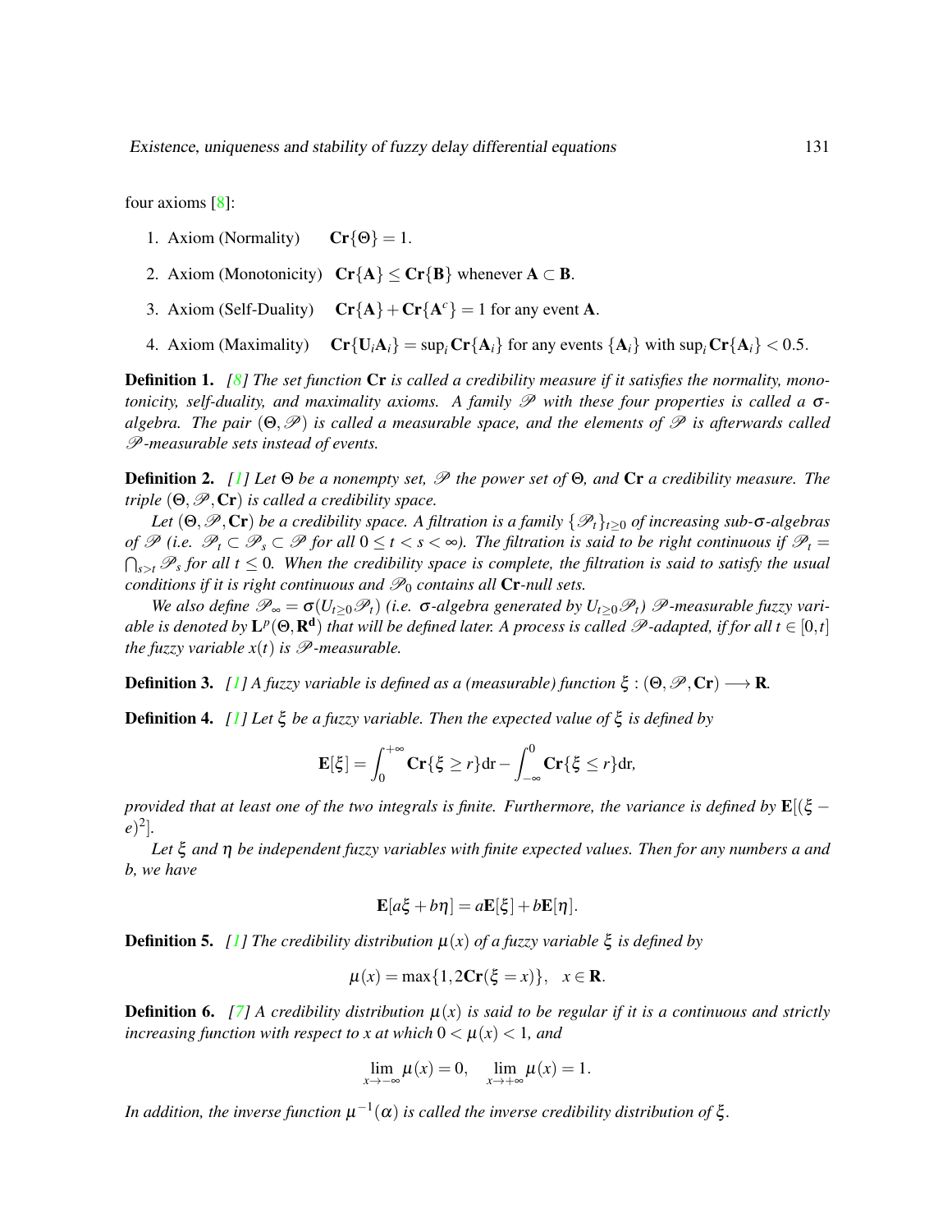four axioms [8]:

1. Axiom (Normality) $\quad \mathbf{Cr}\{\Theta\} = 1$.
2. Axiom (Monotonicity) $\quad \mathbf{Cr}\{\mathbf{A}\} \leq \mathbf{Cr}\{\mathbf{B}\}$ whenever $\mathbf{A} \subset \mathbf{B}$.
3. Axiom (Self-Duality) $\quad \mathbf{Cr}\{\mathbf{A}\} + \mathbf{Cr}\{\mathbf{A}^c\} = 1$ for any event $\mathbf{A}$.
4. Axiom (Maximality) $\quad \mathbf{Cr}\{\mathbf{U}_i \mathbf{A}_i\} = \sup_i \mathbf{Cr}\{\mathbf{A}_i\}$ for any events $\{\mathbf{A}_i\}$ with $\sup_i \mathbf{Cr}\{\mathbf{A}_i\} < 0.5$.

**Definition 1.** *[8] The set function* $\mathbf{Cr}$ *is called a credibility measure if it satisfies the normality, monotonicity, self-duality, and maximality axioms. A family* $\mathscr{P}$ *with these four properties is called a* $\sigma$*-algebra. The pair* $(\Theta, \mathscr{P})$ *is called a measurable space, and the elements of* $\mathscr{P}$ *is afterwards called* $\mathscr{P}$*-measurable sets instead of events.*

**Definition 2.** *[1] Let* $\Theta$ *be a nonempty set,* $\mathscr{P}$ *the power set of* $\Theta$*, and* $\mathbf{Cr}$ *a credibility measure. The triple* $(\Theta, \mathscr{P}, \mathbf{Cr})$ *is called a credibility space.*

*Let* $(\Theta, \mathscr{P}, \mathbf{Cr})$ *be a credibility space. A filtration is a family* $\{\mathscr{P}_t\}_{t \geq 0}$ *of increasing sub-*$\sigma$*-algebras of* $\mathscr{P}$ *(i.e.* $\mathscr{P}_t \subset \mathscr{P}_s \subset \mathscr{P}$ *for all* $0 \leq t < s < \infty$*). The filtration is said to be right continuous if* $\mathscr{P}_t = \bigcap_{s>t} \mathscr{P}_s$ *for all* $t \leq 0$*. When the credibility space is complete, the filtration is said to satisfy the usual conditions if it is right continuous and* $\mathscr{P}_0$ *contains all* $\mathbf{Cr}$*-null sets.*

*We also define* $\mathscr{P}_\infty = \sigma(U_{t \geq 0} \mathscr{P}_t)$ *(i.e.* $\sigma$*-algebra generated by* $U_{t \geq 0} \mathscr{P}_t$*)* $\mathscr{P}$*-measurable fuzzy variable is denoted by* $\mathbf{L}^p(\Theta, \mathbf{R}^\mathbf{d})$ *that will be defined later. A process is called* $\mathscr{P}$*-adapted, if for all* $t \in [0, t]$ *the fuzzy variable* $x(t)$ *is* $\mathscr{P}$*-measurable.*

**Definition 3.** *[1] A fuzzy variable is defined as a (measurable) function* $\xi : (\Theta, \mathscr{P}, \mathbf{Cr}) \longrightarrow \mathbf{R}$*.*

**Definition 4.** *[1] Let* $\xi$ *be a fuzzy variable. Then the expected value of* $\xi$ *is defined by*

$$\mathbf{E}[\xi] = \int_0^{+\infty} \mathbf{Cr}\{\xi \geq r\} \mathrm{dr} - \int_{-\infty}^0 \mathbf{Cr}\{\xi \leq r\} \mathrm{dr},$$

*provided that at least one of the two integrals is finite. Furthermore, the variance is defined by* $\mathbf{E}[(\xi - e)^2]$*.*

*Let* $\xi$ *and* $\eta$ *be independent fuzzy variables with finite expected values. Then for any numbers a and b, we have*

$$\mathbf{E}[a\xi + b\eta] = a\mathbf{E}[\xi] + b\mathbf{E}[\eta].$$

**Definition 5.** *[1] The credibility distribution* $\mu(x)$ *of a fuzzy variable* $\xi$ *is defined by*

$$\mu(x) = \max\{1, 2\mathbf{Cr}(\xi = x)\}, \quad x \in \mathbf{R}.$$

**Definition 6.** *[7] A credibility distribution* $\mu(x)$ *is said to be regular if it is a continuous and strictly increasing function with respect to* $x$ *at which* $0 < \mu(x) < 1$*, and*

$$\lim_{x \to -\infty} \mu(x) = 0, \quad \lim_{x \to +\infty} \mu(x) = 1.$$

*In addition, the inverse function* $\mu^{-1}(\alpha)$ *is called the inverse credibility distribution of* $\xi$*.*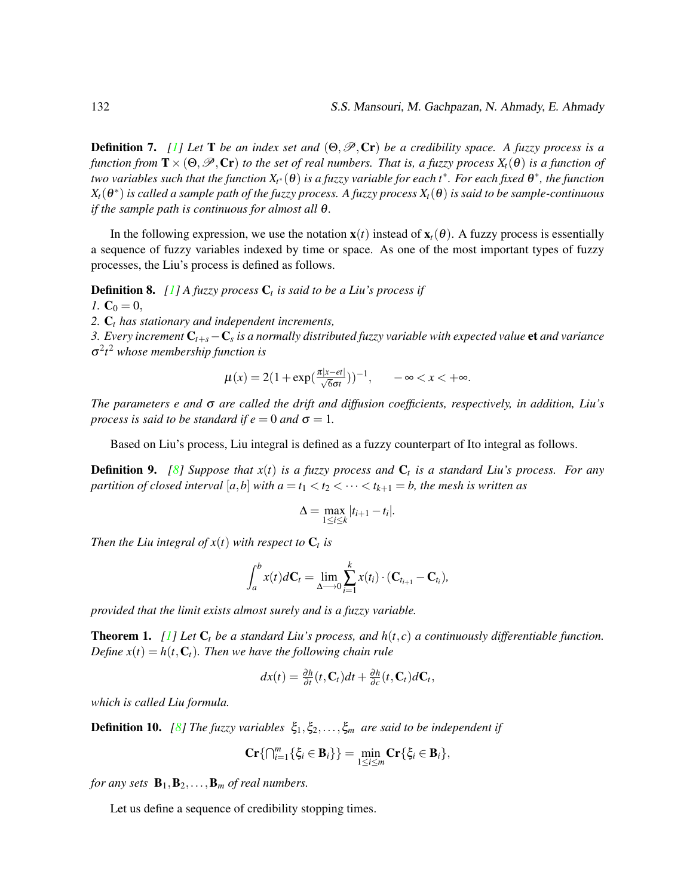**Definition 7.** *[1] Let $\mathbf{T}$ be an index set and $(\Theta, \mathscr{P}, \mathbf{Cr})$ be a credibility space. A fuzzy process is a function from $\mathbf{T} \times (\Theta, \mathscr{P}, \mathbf{Cr})$ to the set of real numbers. That is, a fuzzy process $X_t(\theta)$ is a function of two variables such that the function $X_{t^*}(\theta)$ is a fuzzy variable for each $t^*$. For each fixed $\theta^*$, the function $X_t(\theta^*)$ is called a sample path of the fuzzy process. A fuzzy process $X_t(\theta)$ is said to be sample-continuous if the sample path is continuous for almost all $\theta$.*

In the following expression, we use the notation $\mathbf{x}(t)$ instead of $\mathbf{x}_t(\theta)$. A fuzzy process is essentially a sequence of fuzzy variables indexed by time or space. As one of the most important types of fuzzy processes, the Liu's process is defined as follows.

**Definition 8.** *[1] A fuzzy process $\mathbf{C}_t$ is said to be a Liu's process if*
*1. $\mathbf{C}_0 = 0$,*
*2. $\mathbf{C}_t$ has stationary and independent increments,*
*3. Every increment $\mathbf{C}_{t+s} - \mathbf{C}_s$ is a normally distributed fuzzy variable with expected value* **et** *and variance $\sigma^2 t^2$ whose membership function is*

$$\mu(x) = 2(1 + \exp(\tfrac{\pi|x-et|}{\sqrt{6}\sigma t}))^{-1}, \qquad -\infty < x < +\infty.$$

*The parameters $e$ and $\sigma$ are called the drift and diffusion coefficients, respectively, in addition, Liu's process is said to be standard if $e = 0$ and $\sigma = 1$.*

Based on Liu's process, Liu integral is defined as a fuzzy counterpart of Ito integral as follows.

**Definition 9.** *[8] Suppose that $x(t)$ is a fuzzy process and $\mathbf{C}_t$ is a standard Liu's process. For any partition of closed interval $[a,b]$ with $a = t_1 < t_2 < \cdots < t_{k+1} = b$, the mesh is written as*

$$\Delta = \max_{1 \le i \le k} |t_{i+1} - t_i|.$$

*Then the Liu integral of $x(t)$ with respect to $\mathbf{C}_t$ is*

$$\int_a^b x(t) d\mathbf{C}_t = \lim_{\Delta \longrightarrow 0} \sum_{i=1}^{k} x(t_i) \cdot (\mathbf{C}_{t_{i+1}} - \mathbf{C}_{t_i}),$$

*provided that the limit exists almost surely and is a fuzzy variable.*

**Theorem 1.** *[1] Let $\mathbf{C}_t$ be a standard Liu's process, and $h(t,c)$ a continuously differentiable function. Define $x(t) = h(t, \mathbf{C}_t)$. Then we have the following chain rule*

$$dx(t) = \tfrac{\partial h}{\partial t}(t, \mathbf{C}_t)dt + \tfrac{\partial h}{\partial c}(t, \mathbf{C}_t)d\mathbf{C}_t,$$

*which is called Liu formula.*

**Definition 10.** *[8] The fuzzy variables $\xi_1, \xi_2, \ldots, \xi_m$ are said to be independent if*

$$\mathbf{Cr}\{\textstyle\bigcap_{i=1}^m \{\xi_i \in \mathbf{B}_i\}\} = \min_{1 \le i \le m} \mathbf{Cr}\{\xi_i \in \mathbf{B}_i\},$$

*for any sets $\mathbf{B}_1, \mathbf{B}_2, \ldots, \mathbf{B}_m$ of real numbers.*

Let us define a sequence of credibility stopping times.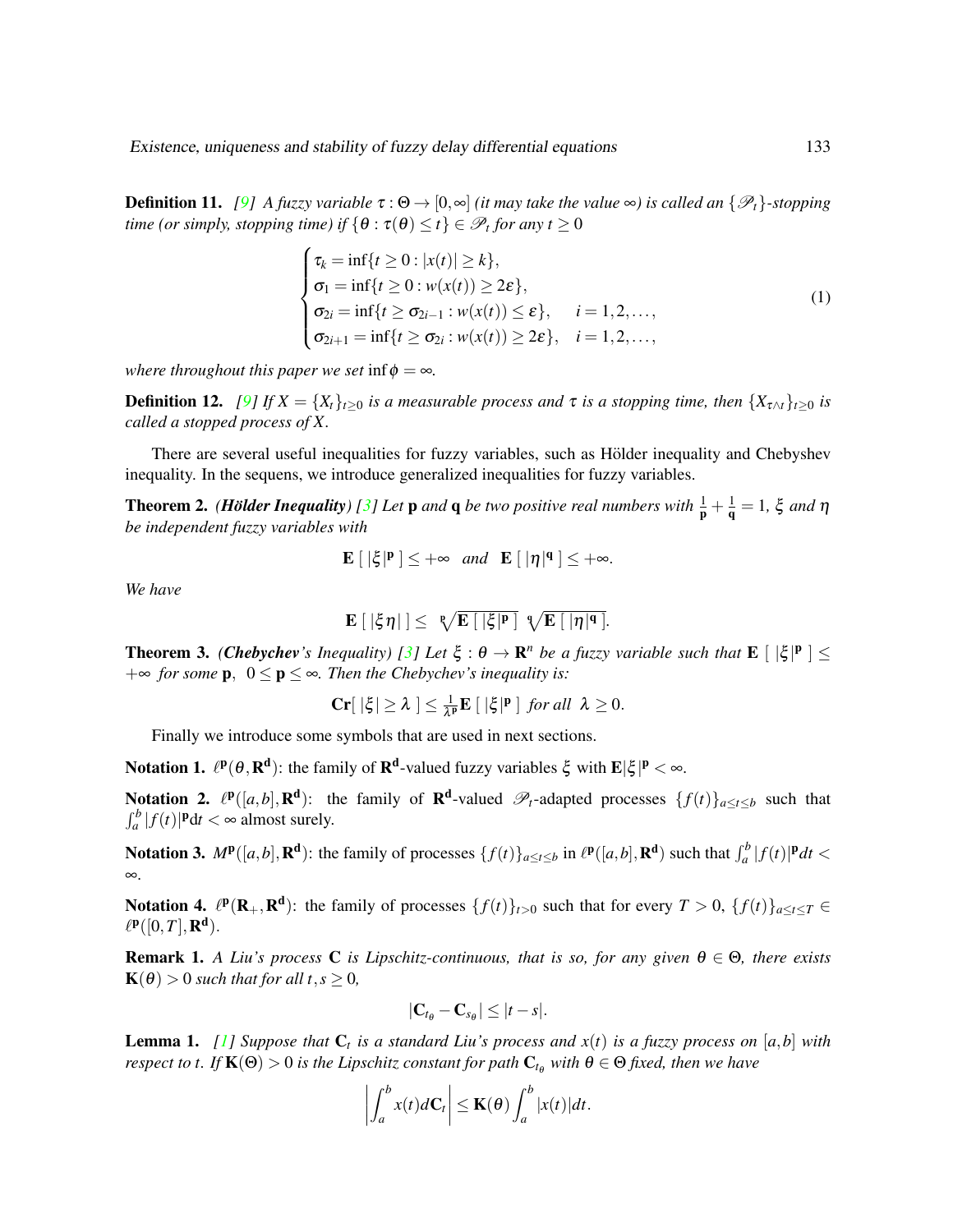**Definition 11.** *[9] A fuzzy variable $\tau : \Theta \to [0,\infty]$ (it may take the value $\infty$) is called an $\{\mathscr{P}_t\}$-stopping time (or simply, stopping time) if $\{\theta : \tau(\theta) \le t\} \in \mathscr{P}_t$ for any $t \ge 0$*

$$
\begin{cases}
\tau_k = \inf\{t \ge 0 : |x(t)| \ge k\}, \\
\sigma_1 = \inf\{t \ge 0 : w(x(t)) \ge 2\varepsilon\}, \\
\sigma_{2i} = \inf\{t \ge \sigma_{2i-1} : w(x(t)) \le \varepsilon\}, \quad i = 1,2,\ldots, \\
\sigma_{2i+1} = \inf\{t \ge \sigma_{2i} : w(x(t)) \ge 2\varepsilon\}, \quad i = 1,2,\ldots,
\end{cases} \tag{1}
$$

*where throughout this paper we set $\inf \phi = \infty$.*

**Definition 12.** *[9] If $X = \{X_t\}_{t\ge 0}$ is a measurable process and $\tau$ is a stopping time, then $\{X_{\tau\wedge t}\}_{t\ge 0}$ is called a stopped process of $X$.*

There are several useful inequalities for fuzzy variables, such as Hölder inequality and Chebyshev inequality. In the sequens, we introduce generalized inequalities for fuzzy variables.

**Theorem 2.** ***(Hölder Inequality)** [3] Let $\mathbf{p}$ and $\mathbf{q}$ be two positive real numbers with $\frac{1}{\mathbf{p}} + \frac{1}{\mathbf{q}} = 1$, $\xi$ and $\eta$ be independent fuzzy variables with*

$$\mathbf{E}\,[\,|\xi|^{\mathbf{p}}\,] \le +\infty \quad and \quad \mathbf{E}\,[\,|\eta|^{\mathbf{q}}\,] \le +\infty.$$

*We have*

$$\mathbf{E}\,[\,|\xi\eta|\,] \le \sqrt[\mathbf{p}]{\mathbf{E}\,[\,|\xi|^{\mathbf{p}}\,]}\ \sqrt[\mathbf{q}]{\mathbf{E}\,[\,|\eta|^{\mathbf{q}}\,]}.$$

**Theorem 3.** *(**Chebychev**'s Inequality) [3] Let $\xi : \theta \to \mathbf{R}^n$ be a fuzzy variable such that $\mathbf{E}\,[\,|\xi|^{\mathbf{p}}\,] \le +\infty$ for some $\mathbf{p}$, $0 \le \mathbf{p} \le \infty$. Then the Chebychev's inequality is:*

$$\mathbf{Cr}[\,|\xi| \ge \lambda\,] \le \tfrac{1}{\lambda^{\mathbf{p}}}\mathbf{E}\,[\,|\xi|^{\mathbf{p}}\,] \ \textit{for all} \ \lambda \ge 0.$$

Finally we introduce some symbols that are used in next sections.

**Notation 1.** $\ell^{\mathbf{p}}(\theta,\mathbf{R^d})$: the family of $\mathbf{R^d}$-valued fuzzy variables $\xi$ with $\mathbf{E}|\xi|^{\mathbf{p}} < \infty$.

**Notation 2.** $\ell^{\mathbf{p}}([a,b],\mathbf{R^d})$: the family of $\mathbf{R^d}$-valued $\mathscr{P}_t$-adapted processes $\{f(t)\}_{a\le t\le b}$ such that $\int_a^b |f(t)|^{\mathbf{p}}\mathrm{d}t < \infty$ almost surely.

**Notation 3.** $M^{\mathbf{p}}([a,b],\mathbf{R^d})$: the family of processes $\{f(t)\}_{a\le t\le b}$ in $\ell^{\mathbf{p}}([a,b],\mathbf{R^d})$ such that $\int_a^b |f(t)|^{\mathbf{p}}dt < \infty$.

**Notation 4.** $\ell^{\mathbf{p}}(\mathbf{R}_+,\mathbf{R^d})$: the family of processes $\{f(t)\}_{t>0}$ such that for every $T > 0$, $\{f(t)\}_{a\le t\le T} \in \ell^{\mathbf{p}}([0,T],\mathbf{R^d})$.

**Remark 1.** *A Liu's process $\mathbf{C}$ is Lipschitz-continuous, that is so, for any given $\theta \in \Theta$, there exists $\mathbf{K}(\theta) > 0$ such that for all $t,s \ge 0$,*

$$|\mathbf{C}_{t_\theta} - \mathbf{C}_{s_\theta}| \le |t-s|.$$

**Lemma 1.** *[1] Suppose that $\mathbf{C}_t$ is a standard Liu's process and $x(t)$ is a fuzzy process on $[a,b]$ with respect to $t$. If $\mathbf{K}(\Theta) > 0$ is the Lipschitz constant for path $\mathbf{C}_{t_\theta}$ with $\theta \in \Theta$ fixed, then we have*

$$\left|\int_a^b x(t)d\mathbf{C}_t\right| \le \mathbf{K}(\theta)\int_a^b |x(t)|dt.$$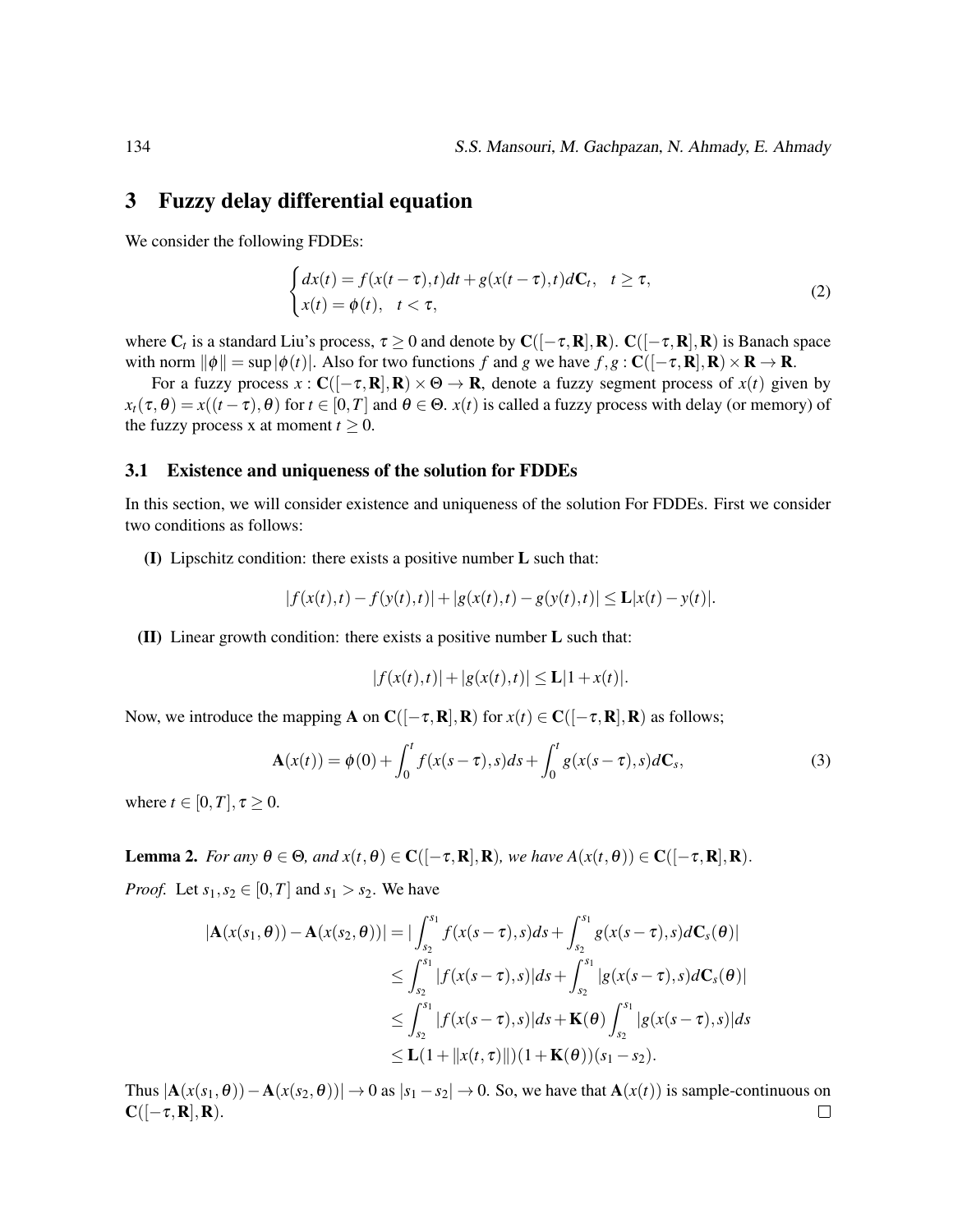## 3 Fuzzy delay differential equation

We consider the following FDDEs:

$$\begin{cases} dx(t) = f(x(t-\tau),t)dt + g(x(t-\tau),t)d\mathbf{C}_t, & t \geq \tau, \\ x(t) = \phi(t), & t < \tau, \end{cases} \tag{2}$$

where $\mathbf{C}_t$ is a standard Liu's process, $\tau \geq 0$ and denote by $\mathbf{C}([-\tau,\mathbf{R}],\mathbf{R})$. $\mathbf{C}([-\tau,\mathbf{R}],\mathbf{R})$ is Banach space with norm $\|\phi\| = \sup|\phi(t)|$. Also for two functions $f$ and $g$ we have $f,g : \mathbf{C}([-\tau,\mathbf{R}],\mathbf{R}) \times \mathbf{R} \to \mathbf{R}$.

For a fuzzy process $x : \mathbf{C}([-\tau,\mathbf{R}],\mathbf{R}) \times \Theta \to \mathbf{R}$, denote a fuzzy segment process of $x(t)$ given by $x_t(\tau,\theta) = x((t-\tau),\theta)$ for $t \in [0,T]$ and $\theta \in \Theta$. $x(t)$ is called a fuzzy process with delay (or memory) of the fuzzy process x at moment $t \geq 0$.

### 3.1 Existence and uniqueness of the solution for FDDEs

In this section, we will consider existence and uniqueness of the solution For FDDEs. First we consider two conditions as follows:

**(I)** Lipschitz condition: there exists a positive number $\mathbf{L}$ such that:

$$|f(x(t),t) - f(y(t),t)| + |g(x(t),t) - g(y(t),t)| \leq \mathbf{L}|x(t) - y(t)|.$$

**(II)** Linear growth condition: there exists a positive number $\mathbf{L}$ such that:

$$|f(x(t),t)| + |g(x(t),t)| \leq \mathbf{L}|1 + x(t)|.$$

Now, we introduce the mapping $\mathbf{A}$ on $\mathbf{C}([-\tau,\mathbf{R}],\mathbf{R})$ for $x(t) \in \mathbf{C}([-\tau,\mathbf{R}],\mathbf{R})$ as follows;

$$\mathbf{A}(x(t)) = \phi(0) + \int_0^t f(x(s-\tau),s)ds + \int_0^t g(x(s-\tau),s)d\mathbf{C}_s, \tag{3}$$

where $t \in [0,T], \tau \geq 0$.

**Lemma 2.** *For any $\theta \in \Theta$, and $x(t,\theta) \in \mathbf{C}([-\tau,\mathbf{R}],\mathbf{R})$, we have $A(x(t,\theta)) \in \mathbf{C}([-\tau,\mathbf{R}],\mathbf{R})$.*

*Proof.* Let $s_1, s_2 \in [0,T]$ and $s_1 > s_2$. We have

$$\begin{aligned} |\mathbf{A}(x(s_1,\theta)) - \mathbf{A}(x(s_2,\theta))| &= |\int_{s_2}^{s_1} f(x(s-\tau),s)ds + \int_{s_2}^{s_1} g(x(s-\tau),s)d\mathbf{C}_s(\theta)| \\ &\leq \int_{s_2}^{s_1} |f(x(s-\tau),s)|ds + \int_{s_2}^{s_1} |g(x(s-\tau),s)d\mathbf{C}_s(\theta)| \\ &\leq \int_{s_2}^{s_1} |f(x(s-\tau),s)|ds + \mathbf{K}(\theta)\int_{s_2}^{s_1} |g(x(s-\tau),s)|ds \\ &\leq \mathbf{L}(1 + \|x(t,\tau)\|)(1 + \mathbf{K}(\theta))(s_1 - s_2). \end{aligned}$$

Thus $|\mathbf{A}(x(s_1,\theta)) - \mathbf{A}(x(s_2,\theta))| \to 0$ as $|s_1 - s_2| \to 0$. So, we have that $\mathbf{A}(x(t))$ is sample-continuous on $\mathbf{C}([-\tau,\mathbf{R}],\mathbf{R})$. $\square$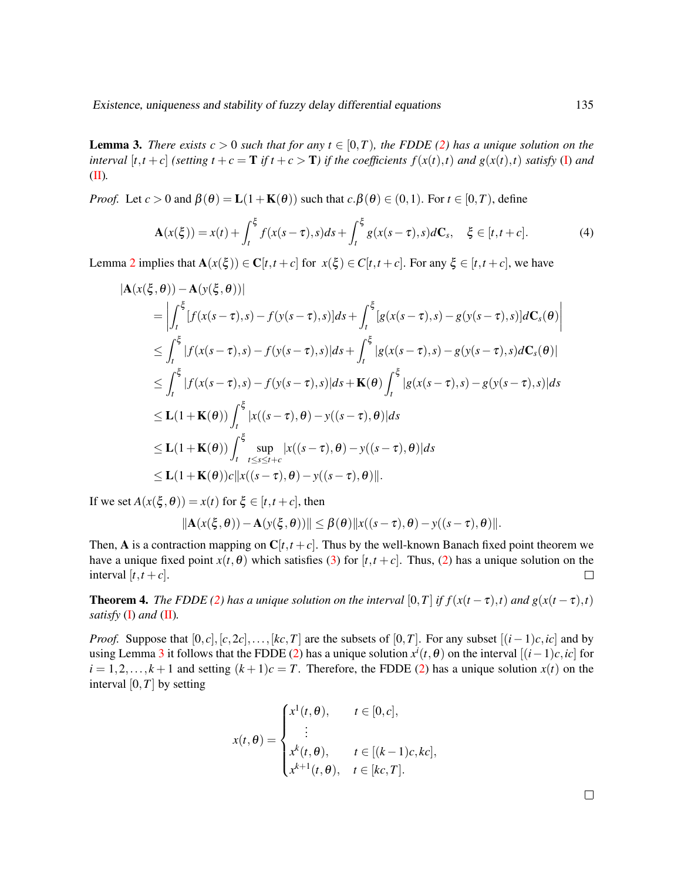**Lemma 3.** *There exists $c > 0$ such that for any $t \in [0,T)$, the FDDE (2) has a unique solution on the interval $[t, t+c]$ (setting $t+c = \mathbf{T}$ if $t+c > \mathbf{T}$) if the coefficients $f(x(t),t)$ and $g(x(t),t)$ satisfy (I) and (II).*

*Proof.* Let $c > 0$ and $\beta(\theta) = \mathbf{L}(1+\mathbf{K}(\theta))$ such that $c.\beta(\theta) \in (0,1)$. For $t \in [0,T)$, define

$$\mathbf{A}(x(\xi)) = x(t) + \int_t^{\xi} f(x(s-\tau),s)ds + \int_t^{\xi} g(x(s-\tau),s)d\mathbf{C}_s, \quad \xi \in [t,t+c]. \tag{4}$$

Lemma 2 implies that $\mathbf{A}(x(\xi)) \in \mathbf{C}[t,t+c]$ for $x(\xi) \in C[t,t+c]$. For any $\xi \in [t,t+c]$, we have

$$\begin{aligned}
&|\mathbf{A}(x(\xi,\theta)) - \mathbf{A}(y(\xi,\theta))| \\
&= \left| \int_t^{\xi} [f(x(s-\tau),s) - f(y(s-\tau),s)]ds + \int_t^{\xi} [g(x(s-\tau),s) - g(y(s-\tau),s)]d\mathbf{C}_s(\theta) \right| \\
&\leq \int_t^{\xi} |f(x(s-\tau),s) - f(y(s-\tau),s)|ds + \int_t^{\xi} |g(x(s-\tau),s) - g(y(s-\tau),s)d\mathbf{C}_s(\theta)| \\
&\leq \int_t^{\xi} |f(x(s-\tau),s) - f(y(s-\tau),s)|ds + \mathbf{K}(\theta) \int_t^{\xi} |g(x(s-\tau),s) - g(y(s-\tau),s)|ds \\
&\leq \mathbf{L}(1+\mathbf{K}(\theta)) \int_t^{\xi} |x((s-\tau),\theta) - y((s-\tau),\theta)|ds \\
&\leq \mathbf{L}(1+\mathbf{K}(\theta)) \int_t^{\xi} \sup_{t \leq s \leq t+c} |x((s-\tau),\theta) - y((s-\tau),\theta)|ds \\
&\leq \mathbf{L}(1+\mathbf{K}(\theta))c\|x((s-\tau),\theta) - y((s-\tau),\theta)\|.
\end{aligned}$$

If we set $A(x(\xi,\theta)) = x(t)$ for $\xi \in [t,t+c]$, then

$$\|\mathbf{A}(x(\xi,\theta)) - \mathbf{A}(y(\xi,\theta))\| \leq \beta(\theta)\|x((s-\tau),\theta) - y((s-\tau),\theta)\|.$$

Then, $\mathbf{A}$ is a contraction mapping on $\mathbf{C}[t,t+c]$. Thus by the well-known Banach fixed point theorem we have a unique fixed point $x(t,\theta)$ which satisfies (3) for $[t,t+c]$. Thus, (2) has a unique solution on the interval $[t,t+c]$. □

**Theorem 4.** *The FDDE (2) has a unique solution on the interval $[0,T]$ if $f(x(t-\tau),t)$ and $g(x(t-\tau),t)$ satisfy (I) and (II).*

*Proof.* Suppose that $[0,c], [c,2c], \ldots, [kc,T]$ are the subsets of $[0,T]$. For any subset $[(i-1)c, ic]$ and by using Lemma 3 it follows that the FDDE (2) has a unique solution $x^i(t,\theta)$ on the interval $[(i-1)c, ic]$ for $i = 1,2,\ldots,k+1$ and setting $(k+1)c = T$. Therefore, the FDDE (2) has a unique solution $x(t)$ on the interval $[0,T]$ by setting

$$x(t,\theta) = \begin{cases} x^1(t,\theta), & t \in [0,c], \\ \quad \vdots & \\ x^k(t,\theta), & t \in [(k-1)c, kc], \\ x^{k+1}(t,\theta), & t \in [kc,T]. \end{cases}$$

□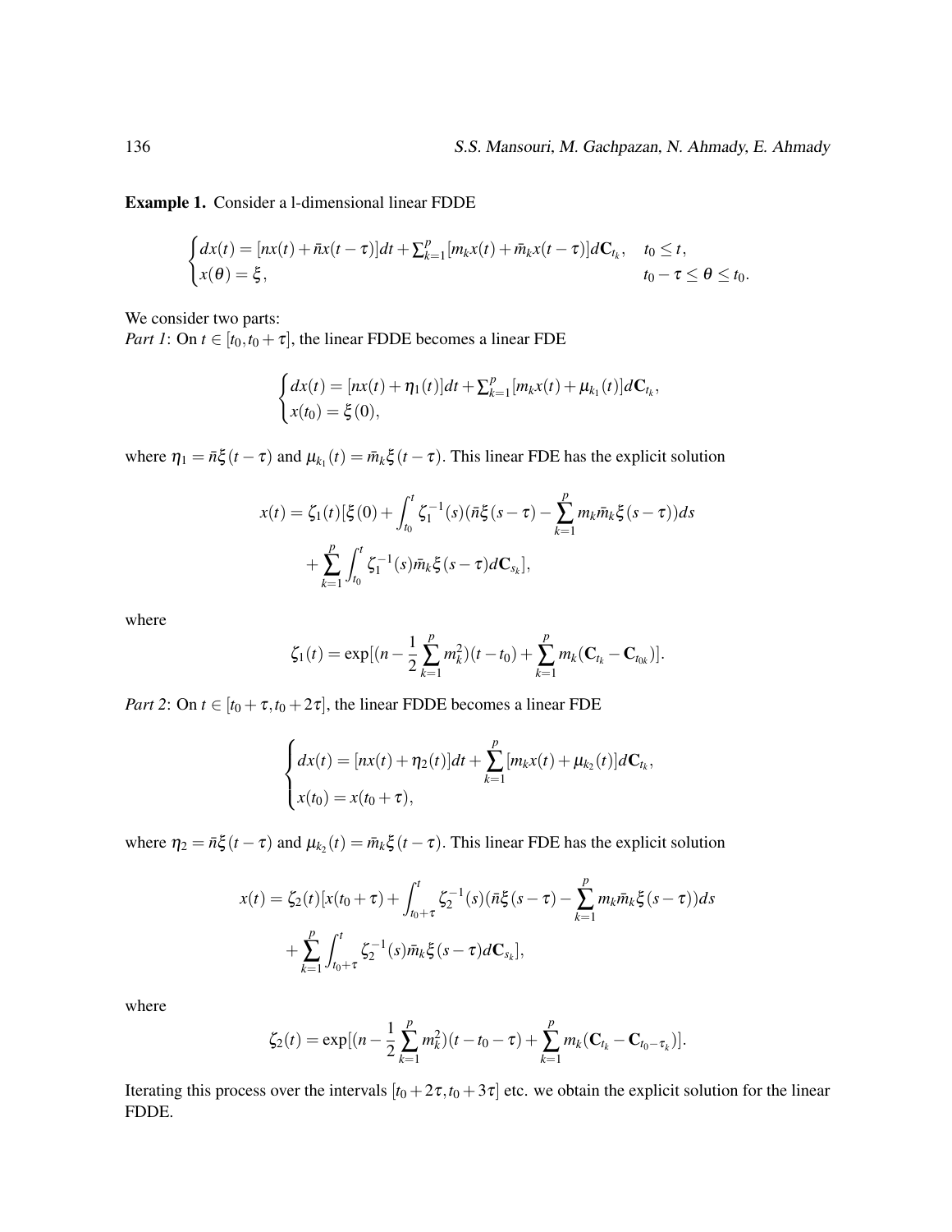**Example 1.** Consider a l-dimensional linear FDDE

$$\begin{cases} dx(t) = [nx(t) + \bar{n}x(t-\tau)]dt + \sum_{k=1}^{p}[m_k x(t) + \bar{m}_k x(t-\tau)]d\mathbf{C}_{t_k}, & t_0 \leq t, \\ x(\theta) = \xi, & t_0 - \tau \leq \theta \leq t_0. \end{cases}$$

We consider two parts:
*Part 1*: On $t \in [t_0, t_0 + \tau]$, the linear FDDE becomes a linear FDE

$$\begin{cases} dx(t) = [nx(t) + \eta_1(t)]dt + \sum_{k=1}^{p}[m_k x(t) + \mu_{k_1}(t)]d\mathbf{C}_{t_k}, \\ x(t_0) = \xi(0), \end{cases}$$

where $\eta_1 = \bar{n}\xi(t-\tau)$ and $\mu_{k_1}(t) = \bar{m}_k\xi(t-\tau)$. This linear FDE has the explicit solution

$$x(t) = \zeta_1(t)[\xi(0) + \int_{t_0}^{t} \zeta_1^{-1}(s)(\bar{n}\xi(s-\tau) - \sum_{k=1}^{p} m_k\bar{m}_k\xi(s-\tau))ds$$
$$+ \sum_{k=1}^{p}\int_{t_0}^{t} \zeta_1^{-1}(s)\bar{m}_k\xi(s-\tau)d\mathbf{C}_{s_k}],$$

where

$$\zeta_1(t) = \exp[(n - \frac{1}{2}\sum_{k=1}^{p} m_k^2)(t - t_0) + \sum_{k=1}^{p} m_k(\mathbf{C}_{t_k} - \mathbf{C}_{t_{0k}})].$$

*Part 2*: On $t \in [t_0 + \tau, t_0 + 2\tau]$, the linear FDDE becomes a linear FDE

$$\begin{cases} dx(t) = [nx(t) + \eta_2(t)]dt + \sum_{k=1}^{p}[m_k x(t) + \mu_{k_2}(t)]d\mathbf{C}_{t_k}, \\ x(t_0) = x(t_0 + \tau), \end{cases}$$

where $\eta_2 = \bar{n}\xi(t-\tau)$ and $\mu_{k_2}(t) = \bar{m}_k\xi(t-\tau)$. This linear FDE has the explicit solution

$$x(t) = \zeta_2(t)[x(t_0 + \tau) + \int_{t_0+\tau}^{t} \zeta_2^{-1}(s)(\bar{n}\xi(s-\tau) - \sum_{k=1}^{p} m_k\bar{m}_k\xi(s-\tau))ds$$
$$+ \sum_{k=1}^{p}\int_{t_0+\tau}^{t} \zeta_2^{-1}(s)\bar{m}_k\xi(s-\tau)d\mathbf{C}_{s_k}],$$

where

$$\zeta_2(t) = \exp[(n - \frac{1}{2}\sum_{k=1}^{p} m_k^2)(t - t_0 - \tau) + \sum_{k=1}^{p} m_k(\mathbf{C}_{t_k} - \mathbf{C}_{t_0 - \tau_k})].$$

Iterating this process over the intervals $[t_0 + 2\tau, t_0 + 3\tau]$ etc. we obtain the explicit solution for the linear FDDE.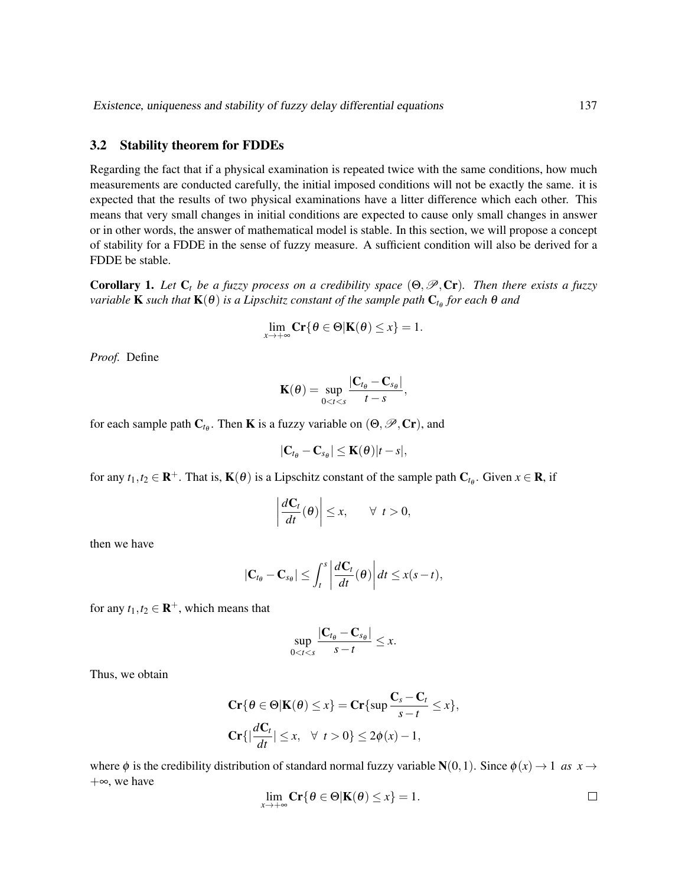### 3.2 Stability theorem for FDDEs

Regarding the fact that if a physical examination is repeated twice with the same conditions, how much measurements are conducted carefully, the initial imposed conditions will not be exactly the same. it is expected that the results of two physical examinations have a litter difference which each other. This means that very small changes in initial conditions are expected to cause only small changes in answer or in other words, the answer of mathematical model is stable. In this section, we will propose a concept of stability for a FDDE in the sense of fuzzy measure. A sufficient condition will also be derived for a FDDE be stable.

**Corollary 1.** *Let $\mathbf{C}_t$ be a fuzzy process on a credibility space $(\Theta, \mathscr{P}, \mathbf{Cr})$. Then there exists a fuzzy variable $\mathbf{K}$ such that $\mathbf{K}(\theta)$ is a Lipschitz constant of the sample path $\mathbf{C}_{t_\theta}$ for each $\theta$ and*

$$\lim_{x \to +\infty} \mathbf{Cr}\{\theta \in \Theta | \mathbf{K}(\theta) \leq x\} = 1.$$

*Proof.* Define

$$\mathbf{K}(\theta) = \sup_{0<t<s} \frac{|\mathbf{C}_{t_\theta} - \mathbf{C}_{s_\theta}|}{t-s},$$

for each sample path $\mathbf{C}_{t_\theta}$. Then $\mathbf{K}$ is a fuzzy variable on $(\Theta, \mathscr{P}, \mathbf{Cr})$, and

$$|\mathbf{C}_{t_\theta} - \mathbf{C}_{s_\theta}| \leq \mathbf{K}(\theta)|t-s|,$$

for any $t_1, t_2 \in \mathbf{R}^+$. That is, $\mathbf{K}(\theta)$ is a Lipschitz constant of the sample path $\mathbf{C}_{t_\theta}$. Given $x \in \mathbf{R}$, if

$$\left| \frac{d\mathbf{C}_t}{dt}(\theta) \right| \leq x, \qquad \forall \; t > 0,$$

then we have

$$|\mathbf{C}_{t_\theta} - \mathbf{C}_{s_\theta}| \leq \int_t^s \left| \frac{d\mathbf{C}_t}{dt}(\theta) \right| dt \leq x(s-t),$$

for any $t_1, t_2 \in \mathbf{R}^+$, which means that

$$\sup_{0<t<s} \frac{|\mathbf{C}_{t_\theta} - \mathbf{C}_{s_\theta}|}{s-t} \leq x.$$

Thus, we obtain

$$\mathbf{Cr}\{\theta \in \Theta | \mathbf{K}(\theta) \leq x\} = \mathbf{Cr}\{\sup \frac{\mathbf{C}_s - \mathbf{C}_t}{s-t} \leq x\},$$

$$\mathbf{Cr}\{|\frac{d\mathbf{C}_t}{dt}| \leq x, \quad \forall \; t > 0\} \leq 2\phi(x) - 1,$$

where $\phi$ is the credibility distribution of standard normal fuzzy variable $\mathbf{N}(0,1)$. Since $\phi(x) \to 1$ *as* $x \to +\infty$, we have

$$\lim_{x \to +\infty} \mathbf{Cr}\{\theta \in \Theta | \mathbf{K}(\theta) \leq x\} = 1.$$

□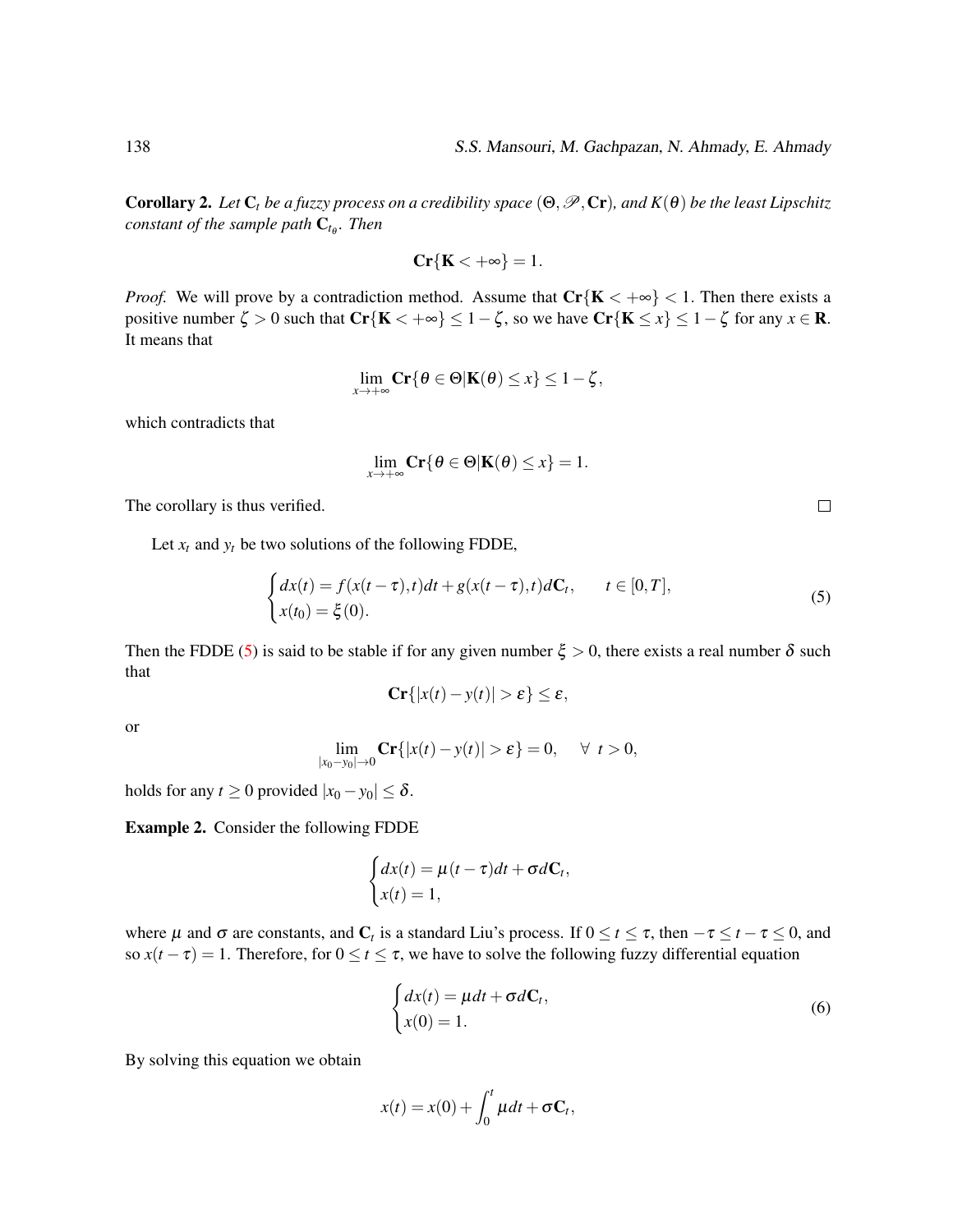**Corollary 2.** *Let $\mathbf{C}_t$ be a fuzzy process on a credibility space $(\Theta, \mathscr{P}, \mathbf{Cr})$, and $K(\theta)$ be the least Lipschitz constant of the sample path $\mathbf{C}_{t_\theta}$. Then*

$$\mathbf{Cr}\{\mathbf{K} < +\infty\} = 1.$$

*Proof.* We will prove by a contradiction method. Assume that $\mathbf{Cr}\{\mathbf{K} < +\infty\} < 1$. Then there exists a positive number $\zeta > 0$ such that $\mathbf{Cr}\{\mathbf{K} < +\infty\} \leq 1 - \zeta$, so we have $\mathbf{Cr}\{\mathbf{K} \leq x\} \leq 1 - \zeta$ for any $x \in \mathbf{R}$. It means that

$$\lim_{x \to +\infty} \mathbf{Cr}\{\theta \in \Theta | \mathbf{K}(\theta) \leq x\} \leq 1 - \zeta,$$

which contradicts that

$$\lim_{x \to +\infty} \mathbf{Cr}\{\theta \in \Theta | \mathbf{K}(\theta) \leq x\} = 1.$$

The corollary is thus verified. □

Let $x_t$ and $y_t$ be two solutions of the following FDDE,

$$\begin{cases} dx(t) = f(x(t-\tau), t)dt + g(x(t-\tau), t)d\mathbf{C}_t, & t \in [0, T], \\ x(t_0) = \xi(0). \end{cases} \tag{5}$$

Then the FDDE (5) is said to be stable if for any given number $\xi > 0$, there exists a real number $\delta$ such that

$$\mathbf{Cr}\{|x(t) - y(t)| > \varepsilon\} \leq \varepsilon,$$

or

$$\lim_{|x_0 - y_0| \to 0} \mathbf{Cr}\{|x(t) - y(t)| > \varepsilon\} = 0, \quad \forall \ t > 0,$$

holds for any $t \geq 0$ provided $|x_0 - y_0| \leq \delta$.

**Example 2.** Consider the following FDDE

$$\begin{cases} dx(t) = \mu(t-\tau)dt + \sigma d\mathbf{C}_t, \\ x(t) = 1, \end{cases}$$

where $\mu$ and $\sigma$ are constants, and $\mathbf{C}_t$ is a standard Liu's process. If $0 \leq t \leq \tau$, then $-\tau \leq t - \tau \leq 0$, and so $x(t-\tau) = 1$. Therefore, for $0 \leq t \leq \tau$, we have to solve the following fuzzy differential equation

$$\begin{cases} dx(t) = \mu dt + \sigma d\mathbf{C}_t, \\ x(0) = 1. \end{cases} \tag{6}$$

By solving this equation we obtain

$$x(t) = x(0) + \int_0^t \mu dt + \sigma \mathbf{C}_t,$$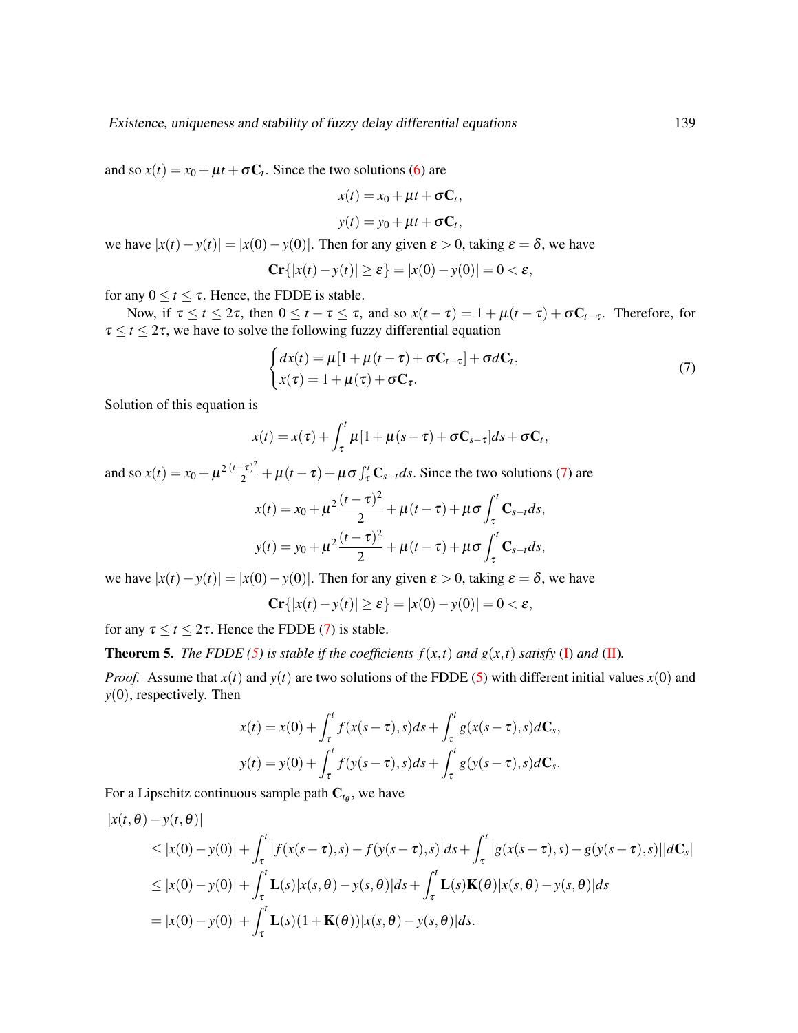and so $x(t) = x_0 + \mu t + \sigma \mathbf{C}_t$. Since the two solutions (6) are

$$x(t) = x_0 + \mu t + \sigma \mathbf{C}_t,$$
$$y(t) = y_0 + \mu t + \sigma \mathbf{C}_t,$$

we have $|x(t) - y(t)| = |x(0) - y(0)|$. Then for any given $\varepsilon > 0$, taking $\varepsilon = \delta$, we have

$$\mathbf{Cr}\{|x(t) - y(t)| \geq \varepsilon\} = |x(0) - y(0)| = 0 < \varepsilon,$$

for any $0 \leq t \leq \tau$. Hence, the FDDE is stable.

Now, if $\tau \leq t \leq 2\tau$, then $0 \leq t - \tau \leq \tau$, and so $x(t-\tau) = 1 + \mu(t-\tau) + \sigma \mathbf{C}_{t-\tau}$. Therefore, for $\tau \leq t \leq 2\tau$, we have to solve the following fuzzy differential equation

$$\begin{cases} dx(t) = \mu[1 + \mu(t-\tau) + \sigma \mathbf{C}_{t-\tau}] + \sigma d\mathbf{C}_t, \\ x(\tau) = 1 + \mu(\tau) + \sigma \mathbf{C}_\tau. \end{cases} \tag{7}$$

Solution of this equation is

$$x(t) = x(\tau) + \int_\tau^t \mu[1 + \mu(s-\tau) + \sigma \mathbf{C}_{s-\tau}]ds + \sigma \mathbf{C}_t,$$

and so $x(t) = x_0 + \mu^2 \frac{(t-\tau)^2}{2} + \mu(t-\tau) + \mu\sigma \int_\tau^t \mathbf{C}_{s-t} ds$. Since the two solutions (7) are

$$x(t) = x_0 + \mu^2 \frac{(t-\tau)^2}{2} + \mu(t-\tau) + \mu\sigma \int_\tau^t \mathbf{C}_{s-t} ds,$$
$$y(t) = y_0 + \mu^2 \frac{(t-\tau)^2}{2} + \mu(t-\tau) + \mu\sigma \int_\tau^t \mathbf{C}_{s-t} ds,$$

we have $|x(t) - y(t)| = |x(0) - y(0)|$. Then for any given $\varepsilon > 0$, taking $\varepsilon = \delta$, we have

$$\mathbf{Cr}\{|x(t) - y(t)| \geq \varepsilon\} = |x(0) - y(0)| = 0 < \varepsilon,$$

for any $\tau \leq t \leq 2\tau$. Hence the FDDE (7) is stable.

**Theorem 5.** *The FDDE (5) is stable if the coefficients $f(x,t)$ and $g(x,t)$ satisfy (I) and (II).*

*Proof.* Assume that $x(t)$ and $y(t)$ are two solutions of the FDDE (5) with different initial values $x(0)$ and $y(0)$, respectively. Then

$$x(t) = x(0) + \int_\tau^t f(x(s-\tau),s)ds + \int_\tau^t g(x(s-\tau),s)d\mathbf{C}_s,$$
$$y(t) = y(0) + \int_\tau^t f(y(s-\tau),s)ds + \int_\tau^t g(y(s-\tau),s)d\mathbf{C}_s.$$

For a Lipschitz continuous sample path $\mathbf{C}_{t_\theta}$, we have

$$\begin{aligned}
&|x(t,\theta) - y(t,\theta)| \\
&\leq |x(0) - y(0)| + \int_\tau^t |f(x(s-\tau),s) - f(y(s-\tau),s)|ds + \int_\tau^t |g(x(s-\tau),s) - g(y(s-\tau),s)||d\mathbf{C}_s| \\
&\leq |x(0) - y(0)| + \int_\tau^t \mathbf{L}(s)|x(s,\theta) - y(s,\theta)|ds + \int_\tau^t \mathbf{L}(s)\mathbf{K}(\theta)|x(s,\theta) - y(s,\theta)|ds \\
&= |x(0) - y(0)| + \int_\tau^t \mathbf{L}(s)(1 + \mathbf{K}(\theta))|x(s,\theta) - y(s,\theta)|ds.
\end{aligned}$$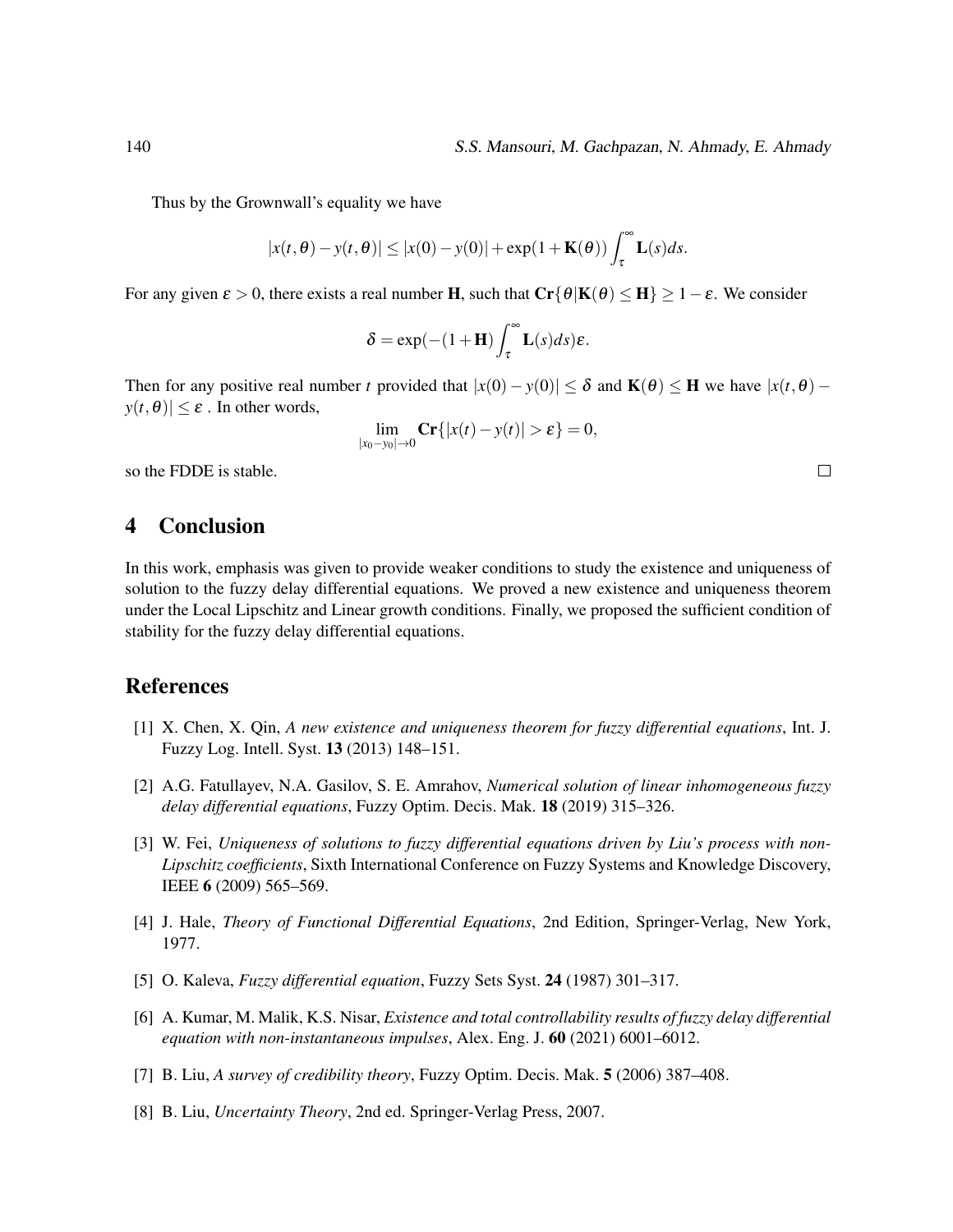Thus by the Grownwall's equality we have

$$|x(t,\theta) - y(t,\theta)| \leq |x(0) - y(0)| + \exp(1+\mathbf{K}(\theta)) \int_{\tau}^{\infty} \mathbf{L}(s)ds.$$

For any given $\varepsilon > 0$, there exists a real number $\mathbf{H}$, such that $\mathbf{Cr}\{\theta | \mathbf{K}(\theta) \leq \mathbf{H}\} \geq 1 - \varepsilon$. We consider

$$\delta = \exp(-(1+\mathbf{H}) \int_{\tau}^{\infty} \mathbf{L}(s)ds)\varepsilon.$$

Then for any positive real number $t$ provided that $|x(0) - y(0)| \leq \delta$ and $\mathbf{K}(\theta) \leq \mathbf{H}$ we have $|x(t,\theta) - y(t,\theta)| \leq \varepsilon$ . In other words,

$$\lim_{|x_0 - y_0| \to 0} \mathbf{Cr}\{|x(t) - y(t)| > \varepsilon\} = 0,$$

so the FDDE is stable. □

## 4 Conclusion

In this work, emphasis was given to provide weaker conditions to study the existence and uniqueness of solution to the fuzzy delay differential equations. We proved a new existence and uniqueness theorem under the Local Lipschitz and Linear growth conditions. Finally, we proposed the sufficient condition of stability for the fuzzy delay differential equations.

## References

[1] X. Chen, X. Qin, *A new existence and uniqueness theorem for fuzzy differential equations*, Int. J. Fuzzy Log. Intell. Syst. **13** (2013) 148–151.

[2] A.G. Fatullayev, N.A. Gasilov, S. E. Amrahov, *Numerical solution of linear inhomogeneous fuzzy delay differential equations*, Fuzzy Optim. Decis. Mak. **18** (2019) 315–326.

[3] W. Fei, *Uniqueness of solutions to fuzzy differential equations driven by Liu's process with non-Lipschitz coefficients*, Sixth International Conference on Fuzzy Systems and Knowledge Discovery, IEEE **6** (2009) 565–569.

[4] J. Hale, *Theory of Functional Differential Equations*, 2nd Edition, Springer-Verlag, New York, 1977.

[5] O. Kaleva, *Fuzzy differential equation*, Fuzzy Sets Syst. **24** (1987) 301–317.

[6] A. Kumar, M. Malik, K.S. Nisar, *Existence and total controllability results of fuzzy delay differential equation with non-instantaneous impulses*, Alex. Eng. J. **60** (2021) 6001–6012.

[7] B. Liu, *A survey of credibility theory*, Fuzzy Optim. Decis. Mak. **5** (2006) 387–408.

[8] B. Liu, *Uncertainty Theory*, 2nd ed. Springer-Verlag Press, 2007.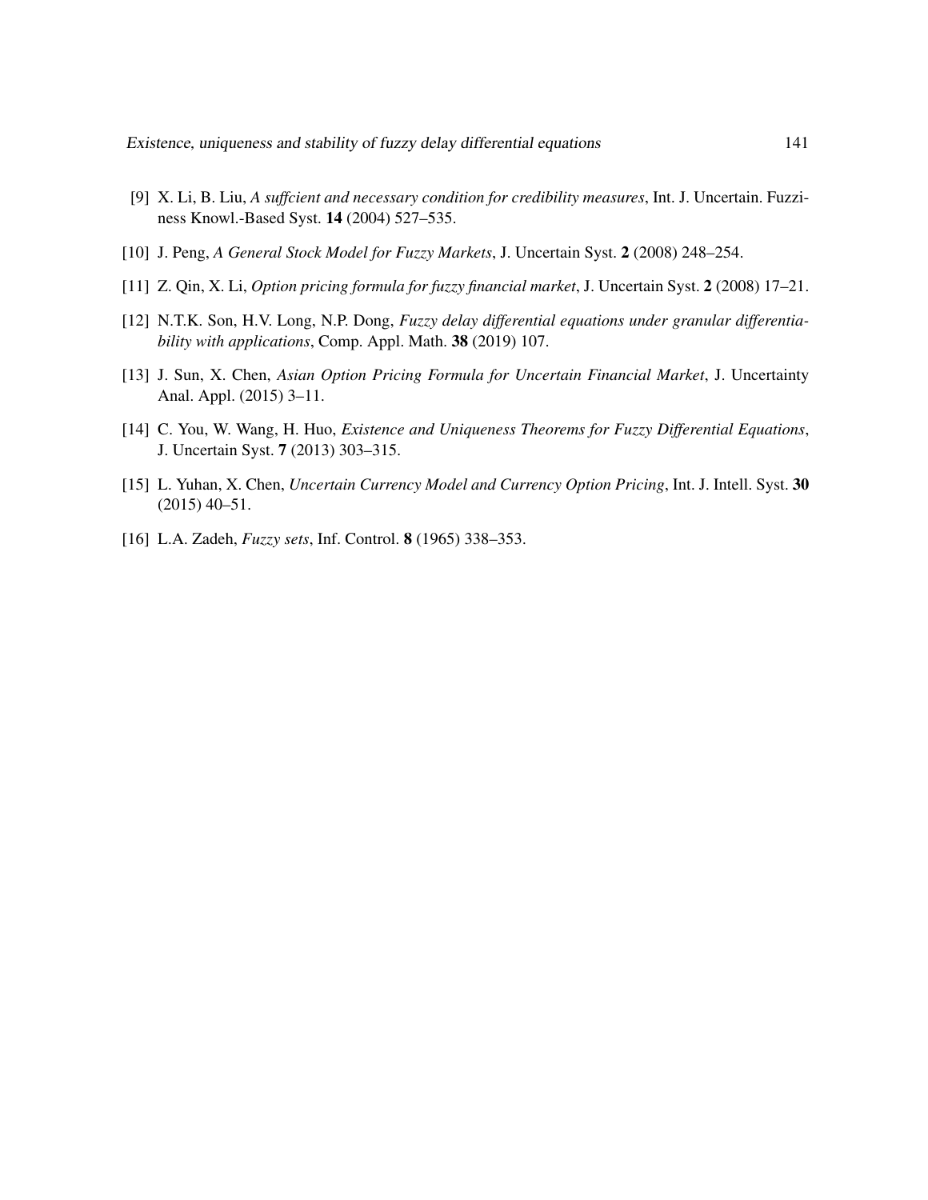[9] X. Li, B. Liu, *A suffcient and necessary condition for credibility measures*, Int. J. Uncertain. Fuzziness Knowl.-Based Syst. **14** (2004) 527–535.

[10] J. Peng, *A General Stock Model for Fuzzy Markets*, J. Uncertain Syst. **2** (2008) 248–254.

[11] Z. Qin, X. Li, *Option pricing formula for fuzzy financial market*, J. Uncertain Syst. **2** (2008) 17–21.

[12] N.T.K. Son, H.V. Long, N.P. Dong, *Fuzzy delay differential equations under granular differentiability with applications*, Comp. Appl. Math. **38** (2019) 107.

[13] J. Sun, X. Chen, *Asian Option Pricing Formula for Uncertain Financial Market*, J. Uncertainty Anal. Appl. (2015) 3–11.

[14] C. You, W. Wang, H. Huo, *Existence and Uniqueness Theorems for Fuzzy Differential Equations*, J. Uncertain Syst. **7** (2013) 303–315.

[15] L. Yuhan, X. Chen, *Uncertain Currency Model and Currency Option Pricing*, Int. J. Intell. Syst. **30** (2015) 40–51.

[16] L.A. Zadeh, *Fuzzy sets*, Inf. Control. **8** (1965) 338–353.